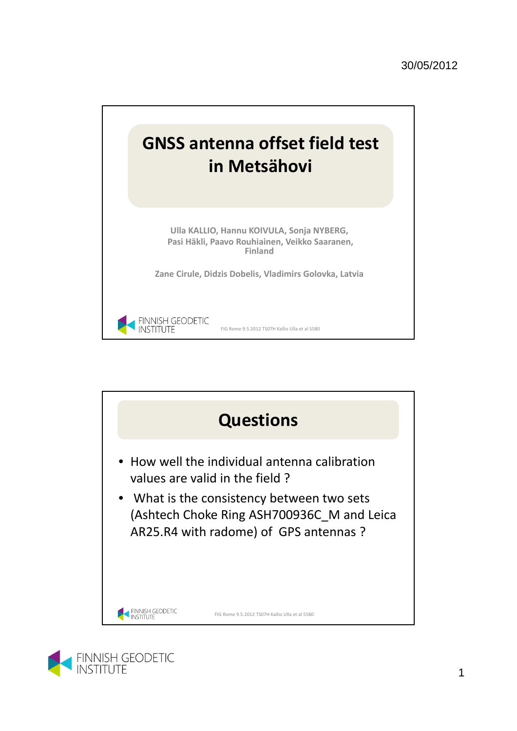# GNSS antenna offset field test in Metsähovi

Ulla KALLIO, Hannu KOIVULA, Sonja NYBERG,
Pasi Häkli, Paavo Rouhiainen, Veikko Saaranen,
Finland

Zane Cirule, Didzis Dobelis, Vladimirs Golovka, Latvia

FINNISH GEODETIC INSTITUTE

FIG Rome 9.5.2012 TS07H Kallio Ulla et al 5580

## Questions

- How well the individual antenna calibration values are valid in the field ?
- What is the consistency between two sets (Ashtech Choke Ring ASH700936C_M and Leica AR25.R4 with radome) of GPS antennas ?

FINNISH GEODETIC INSTITUTE

FIG Rome 9.5.2012 TS07H Kallio Ulla et al 5580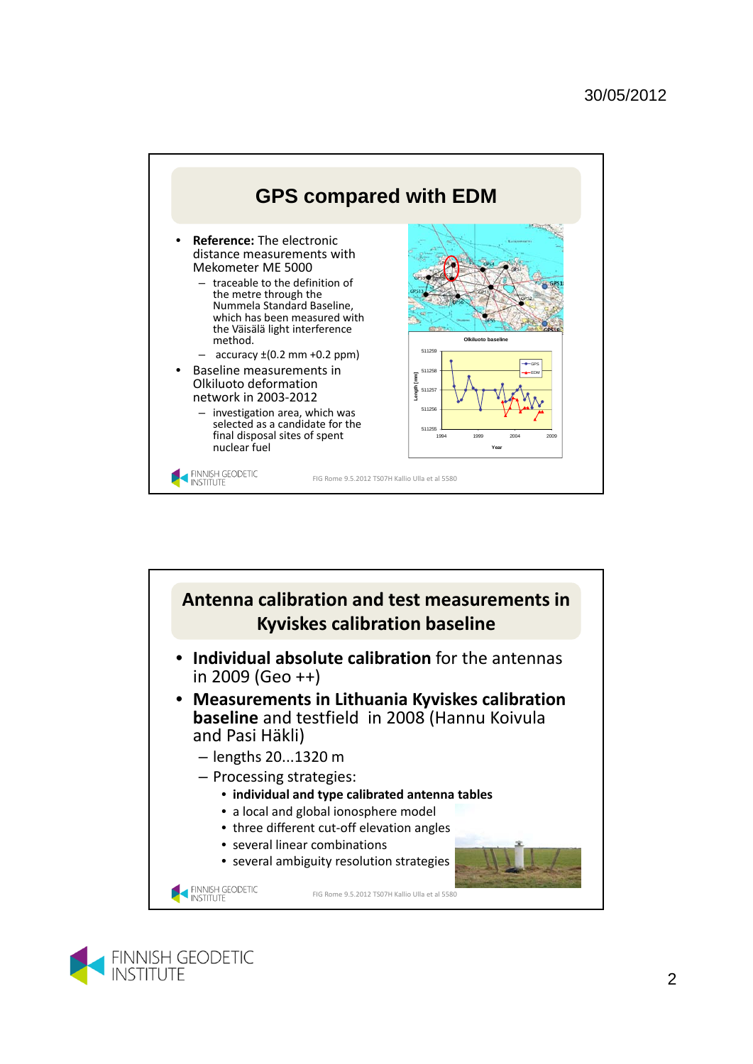## GPS compared with EDM

- **Reference:** The electronic distance measurements with Mekometer ME 5000
  - traceable to the definition of the metre through the Nummela Standard Baseline, which has been measured with the Väisälä light interference method.
  - accuracy ±(0.2 mm +0.2 ppm)
- Baseline measurements in Olkiluoto deformation network in 2003-2012
  - investigation area, which was selected as a candidate for the final disposal sites of spent nuclear fuel

FIG Rome 9.5.2012 TS07H Kallio Ulla et al 5580

## Antenna calibration and test measurements in Kyviskes calibration baseline

- **Individual absolute calibration** for the antennas in 2009 (Geo ++)
- **Measurements in Lithuania Kyviskes calibration baseline** and testfield in 2008 (Hannu Koivula and Pasi Häkli)
  - lengths 20...1320 m
  - Processing strategies:
    - **individual and type calibrated antenna tables**
    - a local and global ionosphere model
    - three different cut-off elevation angles
    - several linear combinations
    - several ambiguity resolution strategies

FIG Rome 9.5.2012 TS07H Kallio Ulla et al 5580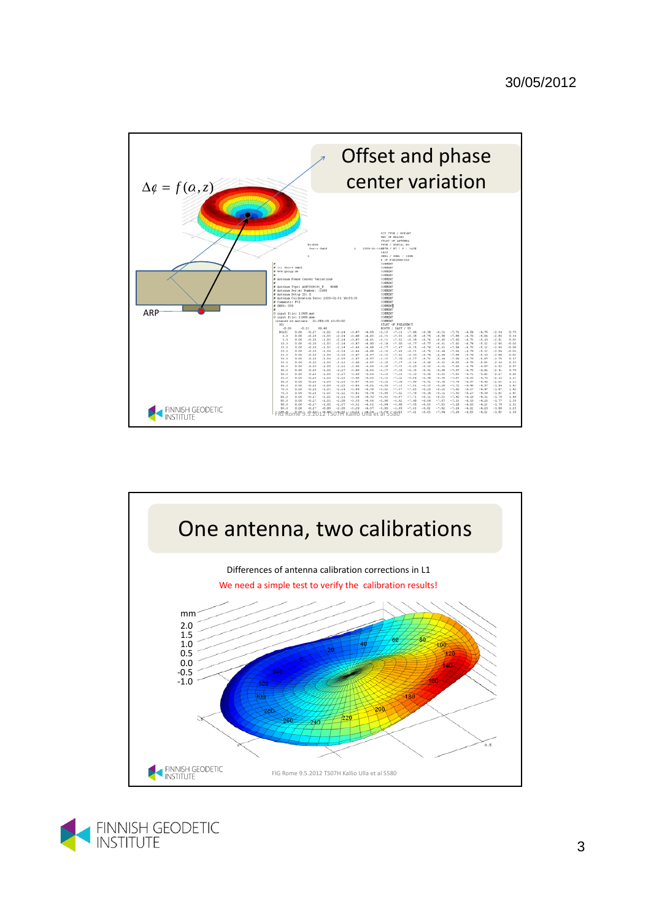## Offset and phase center variation

$$\Delta\phi = f(\alpha, z)$$

ARP

## One antenna, two calibrations

Differences of antenna calibration corrections in L1

We need a simple test to verify the calibration results!

FIG Rome 9.5.2012 TS07H Kallio Ulla et al 5580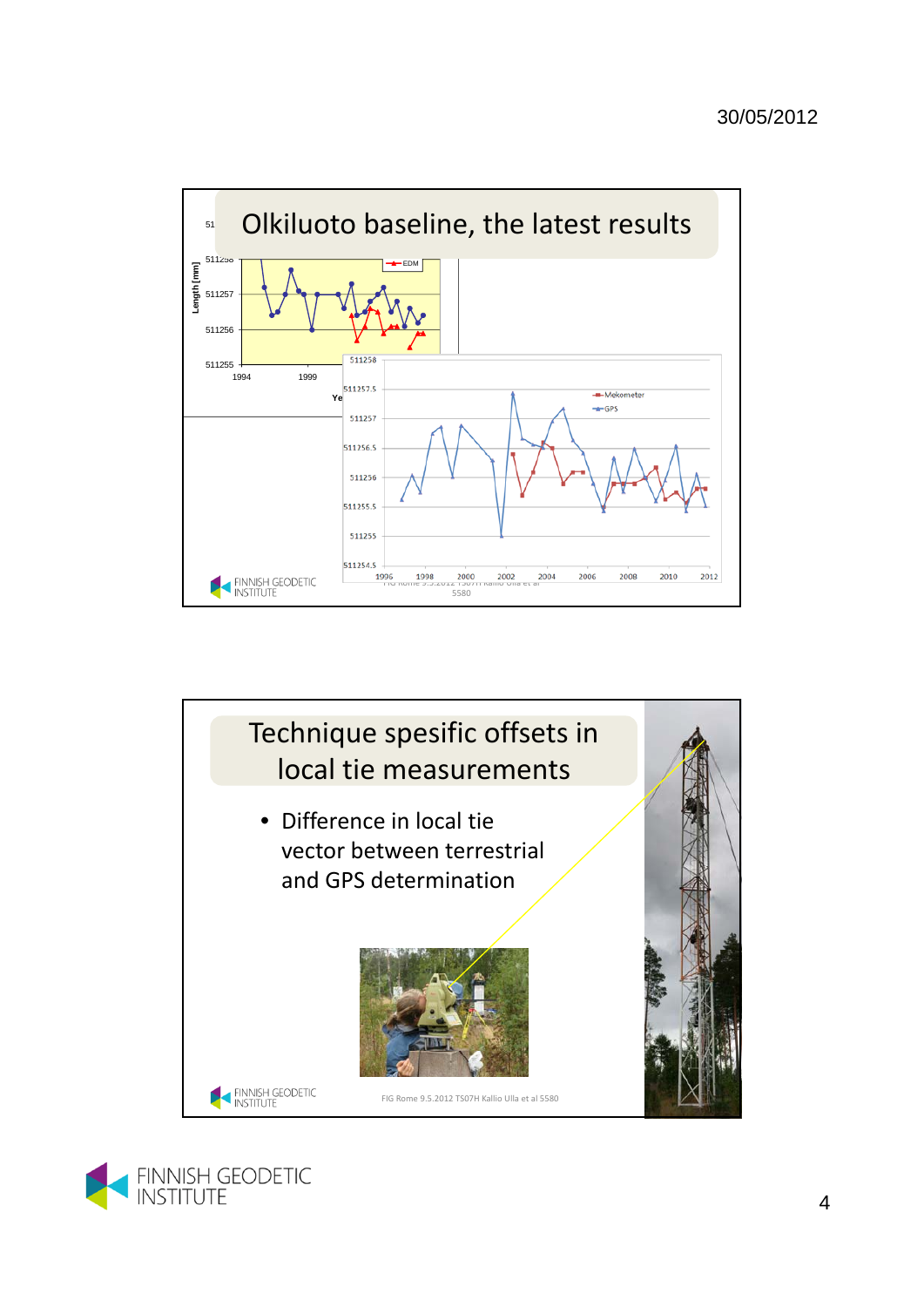## Olkiluoto baseline, the latest results

FIG Rome 9.5.2012 TS07H Kallio Ulla et al 5580

## Technique spesific offsets in local tie measurements

- Difference in local tie vector between terrestrial and GPS determination

FIG Rome 9.5.2012 TS07H Kallio Ulla et al 5580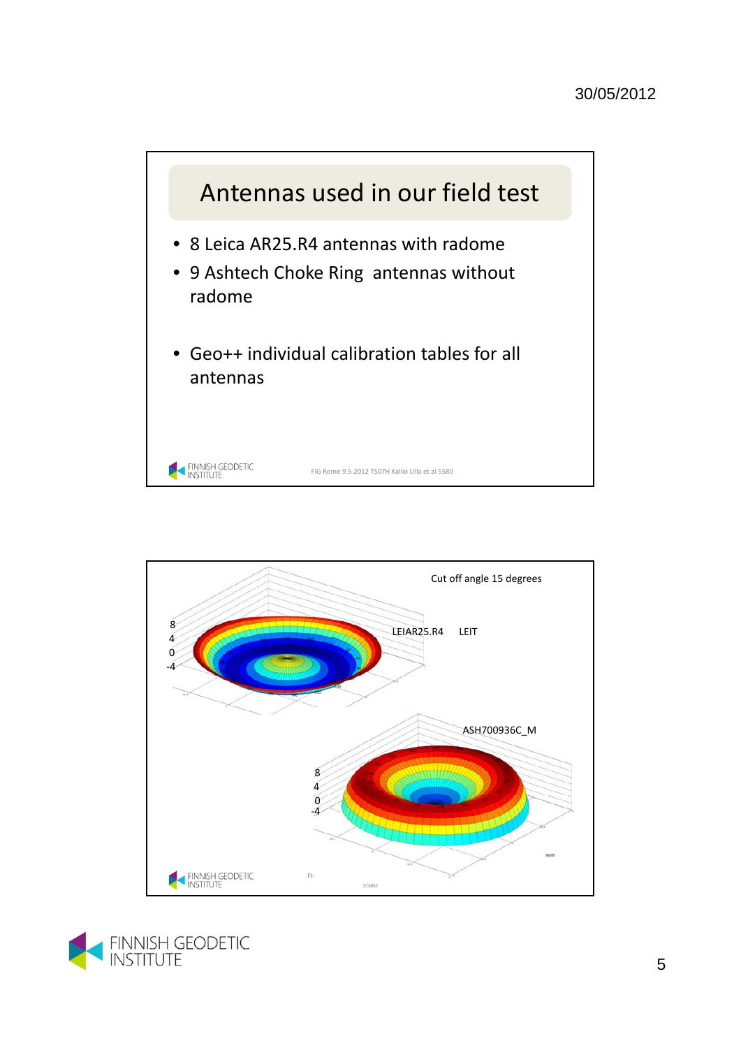## Antennas used in our field test

- 8 Leica AR25.R4 antennas with radome
- 9 Ashtech Choke Ring antennas without radome
- Geo++ individual calibration tables for all antennas

FIG Rome 9.5.2012 TS07H Kallio Ulla et al 5580

Cut off angle 15 degrees

LEIAR25.R4 LEIT

ASH700936C_M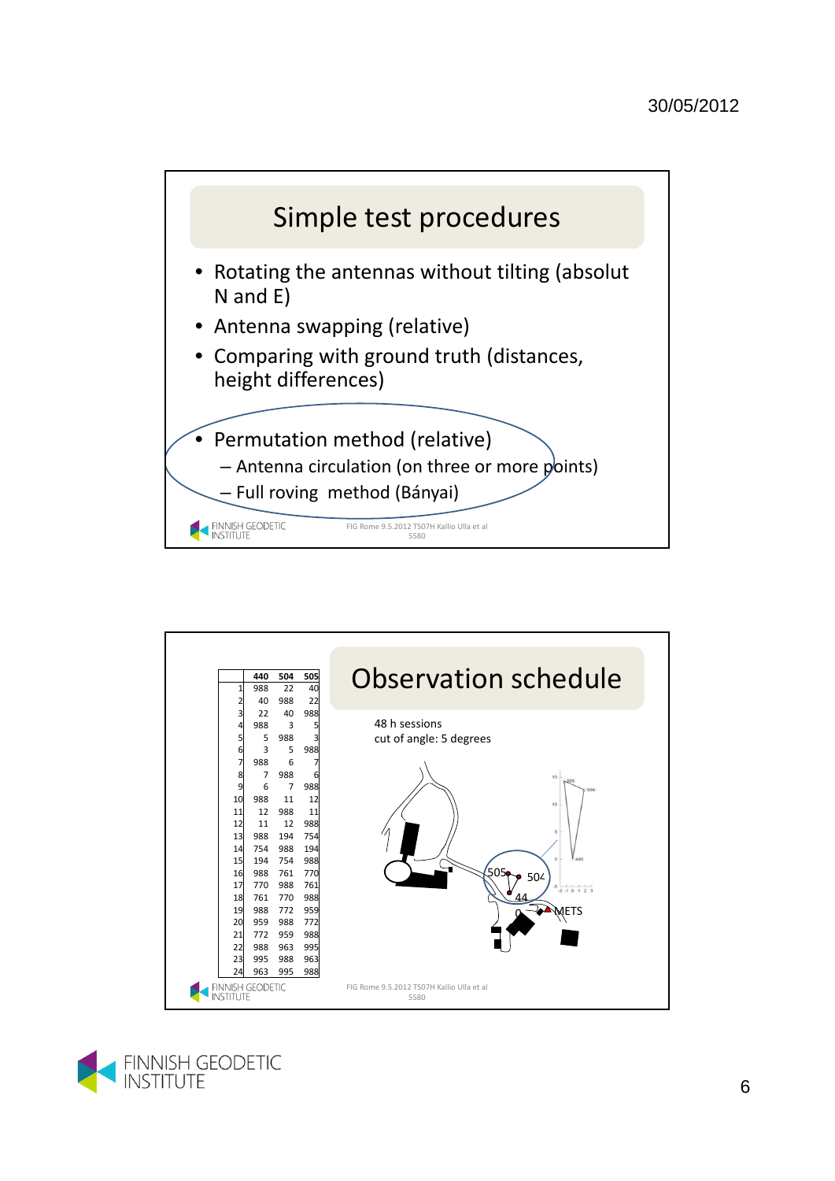## Simple test procedures

- Rotating the antennas without tilting (absolut N and E)
- Antenna swapping (relative)
- Comparing with ground truth (distances, height differences)
- Permutation method (relative)
  - Antenna circulation (on three or more points)
  - Full roving method (Bányai)

FIG Rome 9.5.2012 TS07H Kallio Ulla et al 5580

## Observation schedule

|  | 440 | 504 | 505 |
|---|---|---|---|
| 1 | 988 | 22 | 40 |
| 2 | 40 | 988 | 22 |
| 3 | 22 | 40 | 988 |
| 4 | 988 | 3 | 5 |
| 5 | 5 | 988 | 3 |
| 6 | 3 | 5 | 988 |
| 7 | 988 | 6 | 7 |
| 8 | 7 | 988 | 6 |
| 9 | 6 | 7 | 988 |
| 10 | 988 | 11 | 12 |
| 11 | 12 | 988 | 11 |
| 12 | 11 | 12 | 988 |
| 13 | 988 | 194 | 754 |
| 14 | 754 | 988 | 194 |
| 15 | 194 | 754 | 988 |
| 16 | 988 | 761 | 770 |
| 17 | 770 | 988 | 761 |
| 18 | 761 | 770 | 988 |
| 19 | 988 | 772 | 959 |
| 20 | 959 | 988 | 772 |
| 21 | 772 | 959 | 988 |
| 22 | 988 | 963 | 995 |
| 23 | 995 | 988 | 963 |
| 24 | 963 | 995 | 988 |

48 h sessions
cut of angle: 5 degrees

FIG Rome 9.5.2012 TS07H Kallio Ulla et al 5580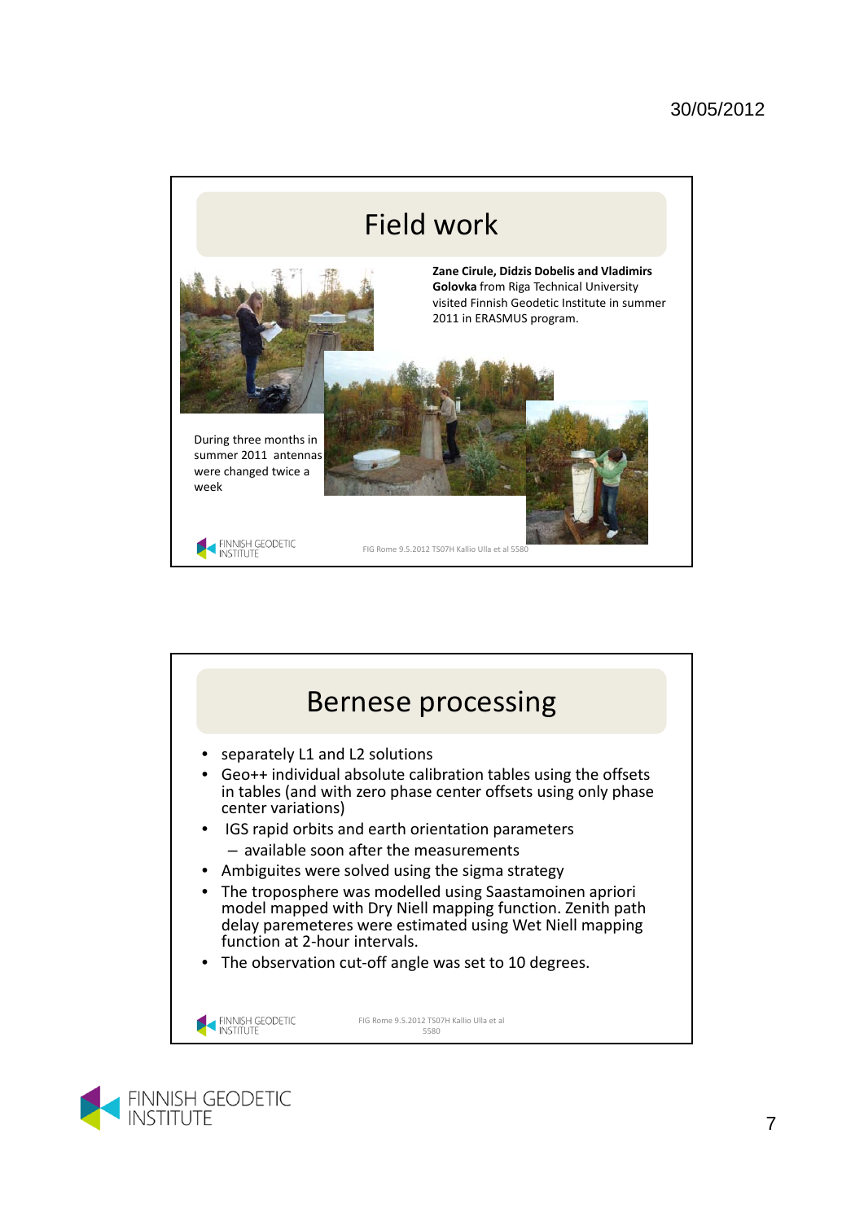## Field work

**Zane Cirule, Didzis Dobelis and Vladimirs Golovka** from Riga Technical University visited Finnish Geodetic Institute in summer 2011 in ERASMUS program.

During three months in summer 2011 antennas were changed twice a week

FIG Rome 9.5.2012 TS07H Kallio Ulla et al 5580

## Bernese processing

- separately L1 and L2 solutions
- Geo++ individual absolute calibration tables using the offsets in tables (and with zero phase center offsets using only phase center variations)
- IGS rapid orbits and earth orientation parameters
  - available soon after the measurements
- Ambiguites were solved using the sigma strategy
- The troposphere was modelled using Saastamoinen apriori model mapped with Dry Niell mapping function. Zenith path delay paremeteres were estimated using Wet Niell mapping function at 2-hour intervals.
- The observation cut-off angle was set to 10 degrees.

FIG Rome 9.5.2012 TS07H Kallio Ulla et al 5580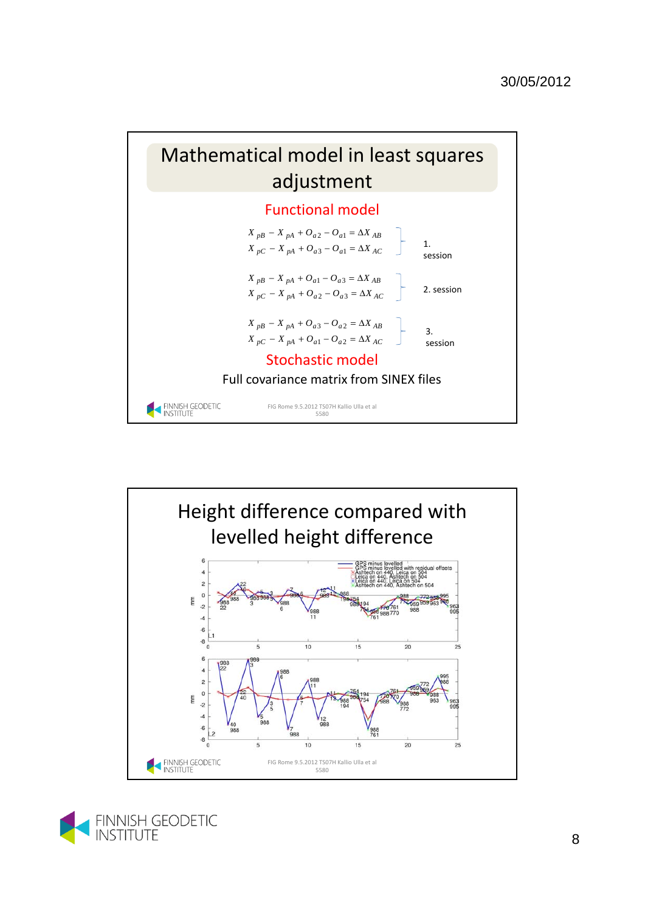# Mathematical model in least squares adjustment

## Functional model

1. session

$$X_{pB} - X_{pA} + O_{a2} - O_{a1} = \Delta X_{AB}$$
$$X_{pC} - X_{pA} + O_{a3} - O_{a1} = \Delta X_{AC}$$

2. session

$$X_{pB} - X_{pA} + O_{a1} - O_{a3} = \Delta X_{AB}$$
$$X_{pC} - X_{pA} + O_{a2} - O_{a3} = \Delta X_{AC}$$

3. session

$$X_{pB} - X_{pA} + O_{a3} - O_{a2} = \Delta X_{AB}$$
$$X_{pC} - X_{pA} + O_{a1} - O_{a2} = \Delta X_{AC}$$

## Stochastic model

Full covariance matrix from SINEX files

FIG Rome 9.5.2012 TS07H Kallio Ulla et al 5580

# Height difference compared with levelled height difference

FIG Rome 9.5.2012 TS07H Kallio Ulla et al 5580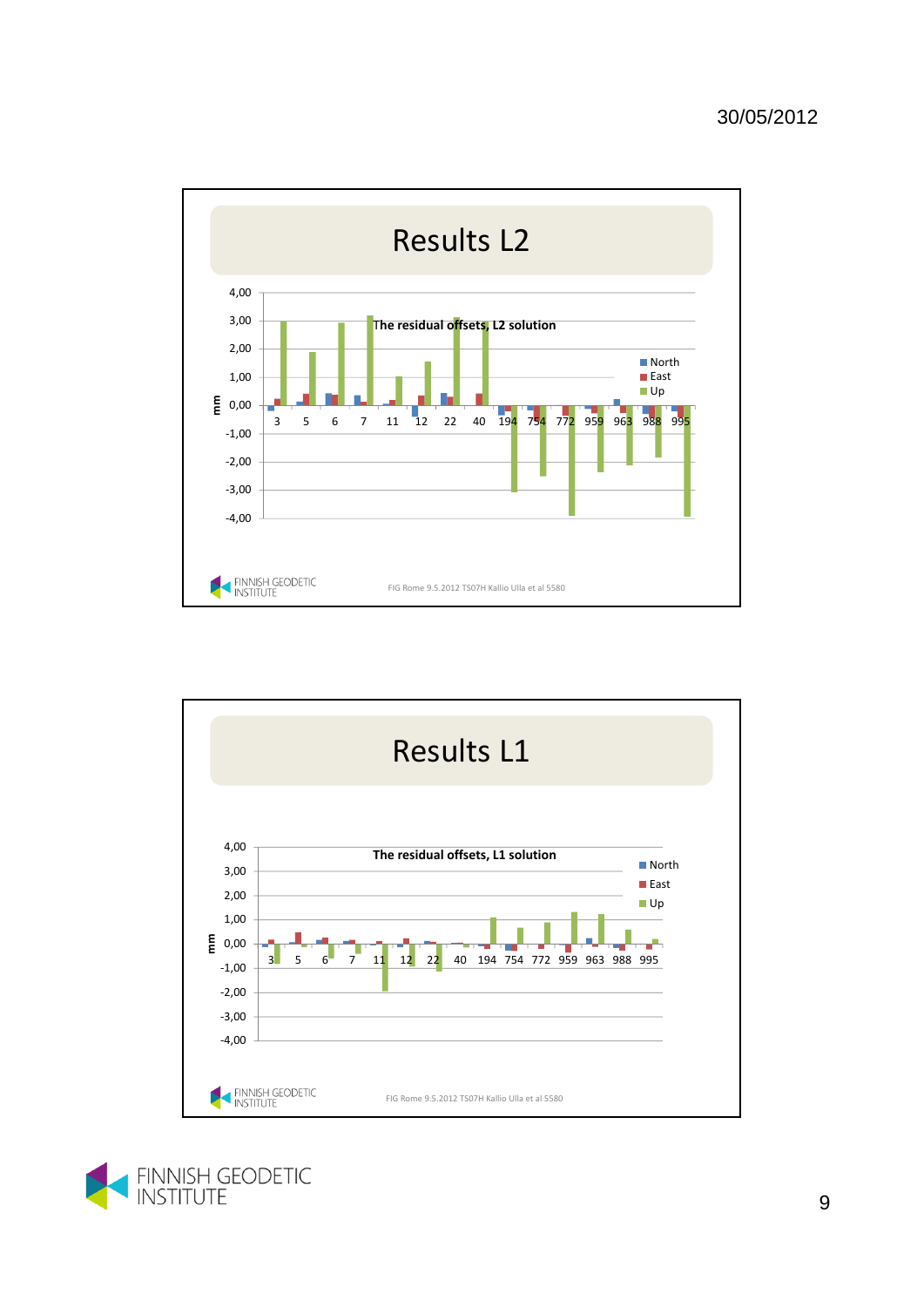# Results L2

**The residual offsets, L2 solution**

mm

4,00
3,00
2,00
1,00
0,00
-1,00
-2,00
-3,00
-4,00

3 5 6 7 11 12 22 40 194 754 772 959 963 988 995

North
East
Up

FINNISH GEODETIC INSTITUTE

FIG Rome 9.5.2012 TS07H Kallio Ulla et al 5580

# Results L1

**The residual offsets, L1 solution**

mm

4,00
3,00
2,00
1,00
0,00
-1,00
-2,00
-3,00
-4,00

3 5 6 7 11 12 22 40 194 754 772 959 963 988 995

North
East
Up

FINNISH GEODETIC INSTITUTE

FIG Rome 9.5.2012 TS07H Kallio Ulla et al 5580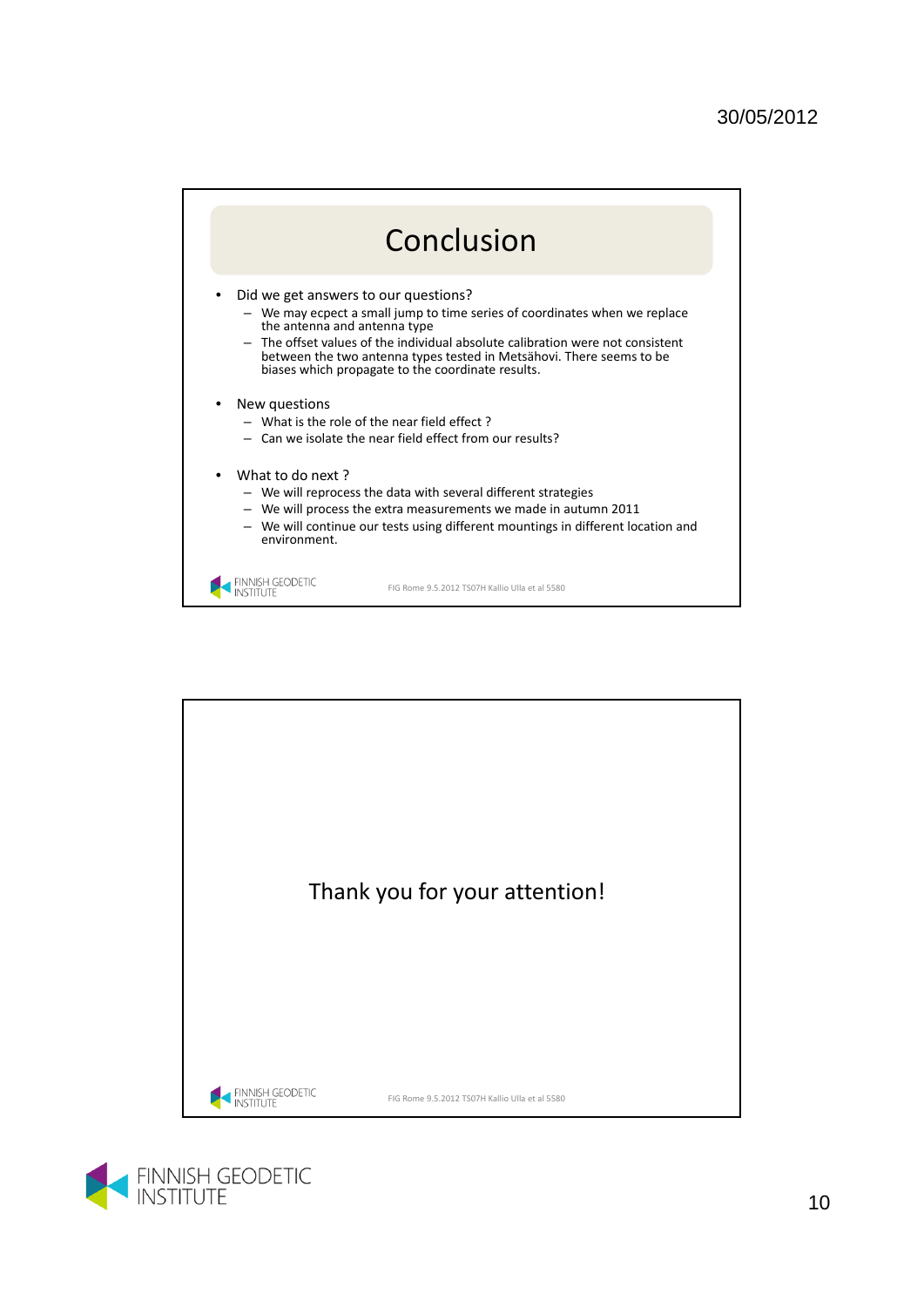## Conclusion

- Did we get answers to our questions?
  - We may ecpect a small jump to time series of coordinates when we replace the antenna and antenna type
  - The offset values of the individual absolute calibration were not consistent between the two antenna types tested in Metsähovi. There seems to be biases which propagate to the coordinate results.

- New questions
  - What is the role of the near field effect ?
  - Can we isolate the near field effect from our results?

- What to do next ?
  - We will reprocess the data with several different strategies
  - We will process the extra measurements we made in autumn 2011
  - We will continue our tests using different mountings in different location and environment.

FINNISH GEODETIC INSTITUTE

FIG Rome 9.5.2012 TS07H Kallio Ulla et al 5580

Thank you for your attention!

FINNISH GEODETIC INSTITUTE

FIG Rome 9.5.2012 TS07H Kallio Ulla et al 5580